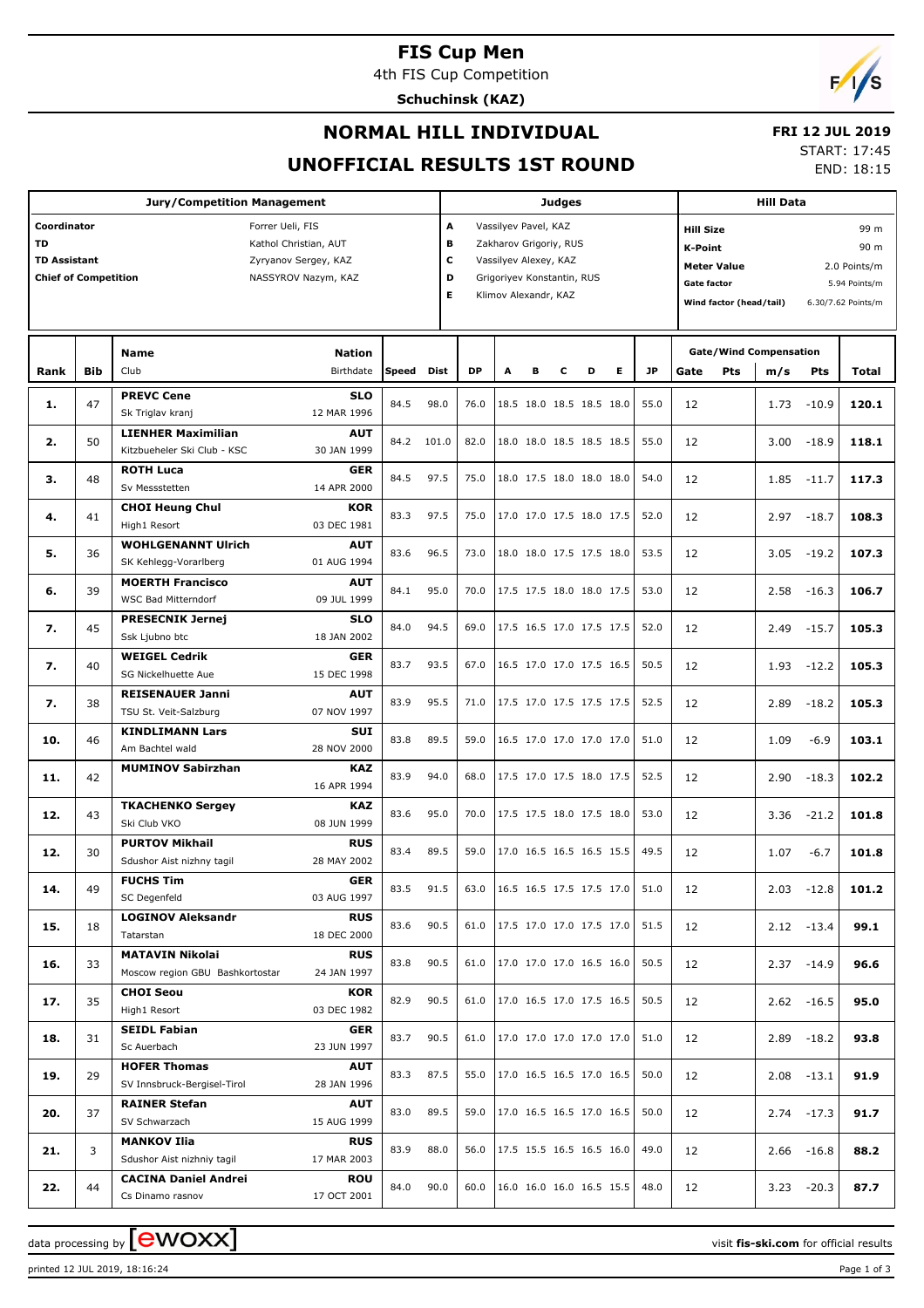# FIS Cup Men

4th FIS Cup Competition

**Schuchinsk (KAZ)**

## NORMAL HILL INDIVIDUAL

## UNOFFICIAL RESULTS 1ST ROUND

**FRI 12 JUL 2019**

START: 17:45

END: 18:15

| Jury/Competition Management | | Judges | | Hill Data | |
|---|---|---|---|---|---|
| Coordinator | Forrer Ueli, FIS | A | Vassilyev Pavel, KAZ | Hill Size | 99 m |
| TD | Kathol Christian, AUT | B | Zakharov Grigoriy, RUS | K-Point | 90 m |
| TD Assistant | Zyryanov Sergey, KAZ | C | Vassilyev Alexey, KAZ | Meter Value | 2.0 Points/m |
| Chief of Competition | NASSYROV Nazym, KAZ | D | Grigoriyev Konstantin, RUS | Gate factor | 5.94 Points/m |
| | | E | Klimov Alexandr, KAZ | Wind factor (head/tail) | 6.30/7.62 Points/m |

| Rank | Bib | Name / Club | Nation / Birthdate | Speed | Dist | DP | A | B | C | D | E | JP | Gate | Pts | m/s | Pts | Total |
|---|---|---|---|---|---|---|---|---|---|---|---|---|---|---|---|---|---|
| 1. | 47 | **PREVC Cene** Sk Triglav kranj | SLO 12 MAR 1996 | 84.5 | 98.0 | 76.0 | 18.5 | 18.0 | 18.5 | 18.5 | 18.0 | 55.0 | 12 | | 1.73 | -10.9 | **120.1** |
| 2. | 50 | **LIENHER Maximilian** Kitzbueheler Ski Club - KSC | AUT 30 JAN 1999 | 84.2 | 101.0 | 82.0 | 18.0 | 18.0 | 18.5 | 18.5 | 18.5 | 55.0 | 12 | | 3.00 | -18.9 | **118.1** |
| 3. | 48 | **ROTH Luca** Sv Messstetten | GER 14 APR 2000 | 84.5 | 97.5 | 75.0 | 18.0 | 17.5 | 18.0 | 18.0 | 18.0 | 54.0 | 12 | | 1.85 | -11.7 | **117.3** |
| 4. | 41 | **CHOI Heung Chul** High1 Resort | KOR 03 DEC 1981 | 83.3 | 97.5 | 75.0 | 17.0 | 17.0 | 17.5 | 18.0 | 17.5 | 52.0 | 12 | | 2.97 | -18.7 | **108.3** |
| 5. | 36 | **WOHLGENANNT Ulrich** SK Kehlegg-Vorarlberg | AUT 01 AUG 1994 | 83.6 | 96.5 | 73.0 | 18.0 | 18.0 | 17.5 | 17.5 | 18.0 | 53.5 | 12 | | 3.05 | -19.2 | **107.3** |
| 6. | 39 | **MOERTH Francisco** WSC Bad Mitterndorf | AUT 09 JUL 1999 | 84.1 | 95.0 | 70.0 | 17.5 | 17.5 | 18.0 | 18.0 | 17.5 | 53.0 | 12 | | 2.58 | -16.3 | **106.7** |
| 7. | 45 | **PRESECNIK Jernej** Ssk Ljubno btc | SLO 18 JAN 2002 | 84.0 | 94.5 | 69.0 | 17.5 | 16.5 | 17.0 | 17.5 | 17.5 | 52.0 | 12 | | 2.49 | -15.7 | **105.3** |
| 7. | 40 | **WEIGEL Cedrik** SG Nickelhuette Aue | GER 15 DEC 1998 | 83.7 | 93.5 | 67.0 | 16.5 | 17.0 | 17.0 | 17.5 | 16.5 | 50.5 | 12 | | 1.93 | -12.2 | **105.3** |
| 7. | 38 | **REISENAUER Janni** TSU St. Veit-Salzburg | AUT 07 NOV 1997 | 83.9 | 95.5 | 71.0 | 17.5 | 17.0 | 17.5 | 17.5 | 17.5 | 52.5 | 12 | | 2.89 | -18.2 | **105.3** |
| 10. | 46 | **KINDLIMANN Lars** Am Bachtel wald | SUI 28 NOV 2000 | 83.8 | 89.5 | 59.0 | 16.5 | 17.0 | 17.0 | 17.0 | 17.0 | 51.0 | 12 | | 1.09 | -6.9 | **103.1** |
| 11. | 42 | **MUMINOV Sabirzhan** | KAZ 16 APR 1994 | 83.9 | 94.0 | 68.0 | 17.5 | 17.0 | 17.5 | 18.0 | 17.5 | 52.5 | 12 | | 2.90 | -18.3 | **102.2** |
| 12. | 43 | **TKACHENKO Sergey** Ski Club VKO | KAZ 08 JUN 1999 | 83.6 | 95.0 | 70.0 | 17.5 | 17.5 | 18.0 | 17.5 | 18.0 | 53.0 | 12 | | 3.36 | -21.2 | **101.8** |
| 12. | 30 | **PURTOV Mikhail** Sdushor Aist nizhny tagil | RUS 28 MAY 2002 | 83.4 | 89.5 | 59.0 | 17.0 | 16.5 | 16.5 | 16.5 | 15.5 | 49.5 | 12 | | 1.07 | -6.7 | **101.8** |
| 14. | 49 | **FUCHS Tim** SC Degenfeld | GER 03 AUG 1997 | 83.5 | 91.5 | 63.0 | 16.5 | 16.5 | 17.5 | 17.5 | 17.0 | 51.0 | 12 | | 2.03 | -12.8 | **101.2** |
| 15. | 18 | **LOGINOV Aleksandr** Tatarstan | RUS 18 DEC 2000 | 83.6 | 90.5 | 61.0 | 17.5 | 17.0 | 17.0 | 17.5 | 17.0 | 51.5 | 12 | | 2.12 | -13.4 | **99.1** |
| 16. | 33 | **MATAVIN Nikolai** Moscow region GBU Bashkortostar | RUS 24 JAN 1997 | 83.8 | 90.5 | 61.0 | 17.0 | 17.0 | 17.0 | 16.5 | 16.0 | 50.5 | 12 | | 2.37 | -14.9 | **96.6** |
| 17. | 35 | **CHOI Seou** High1 Resort | KOR 03 DEC 1982 | 82.9 | 90.5 | 61.0 | 17.0 | 16.5 | 17.0 | 17.5 | 16.5 | 50.5 | 12 | | 2.62 | -16.5 | **95.0** |
| 18. | 31 | **SEIDL Fabian** Sc Auerbach | GER 23 JUN 1997 | 83.7 | 90.5 | 61.0 | 17.0 | 17.0 | 17.0 | 17.0 | 17.0 | 51.0 | 12 | | 2.89 | -18.2 | **93.8** |
| 19. | 29 | **HOFER Thomas** SV Innsbruck-Bergisel-Tirol | AUT 28 JAN 1996 | 83.3 | 87.5 | 55.0 | 17.0 | 16.5 | 16.5 | 17.0 | 16.5 | 50.0 | 12 | | 2.08 | -13.1 | **91.9** |
| 20. | 37 | **RAINER Stefan** SV Schwarzach | AUT 15 AUG 1999 | 83.0 | 89.5 | 59.0 | 17.0 | 16.5 | 16.5 | 17.0 | 16.5 | 50.0 | 12 | | 2.74 | -17.3 | **91.7** |
| 21. | 3 | **MANKOV Ilia** Sdushor Aist nizhny tagil | RUS 17 MAR 2003 | 83.9 | 88.0 | 56.0 | 17.5 | 15.5 | 16.5 | 16.5 | 16.0 | 49.0 | 12 | | 2.66 | -16.8 | **88.2** |
| 22. | 44 | **CACINA Daniel Andrei** Cs Dinamo rasnov | ROU 17 OCT 2001 | 84.0 | 90.0 | 60.0 | 16.0 | 16.0 | 16.0 | 16.5 | 15.5 | 48.0 | 12 | | 3.23 | -20.3 | **87.7** |

data processing by ewoxx — visit fis-ski.com for official results

printed 12 JUL 2019, 18:16:24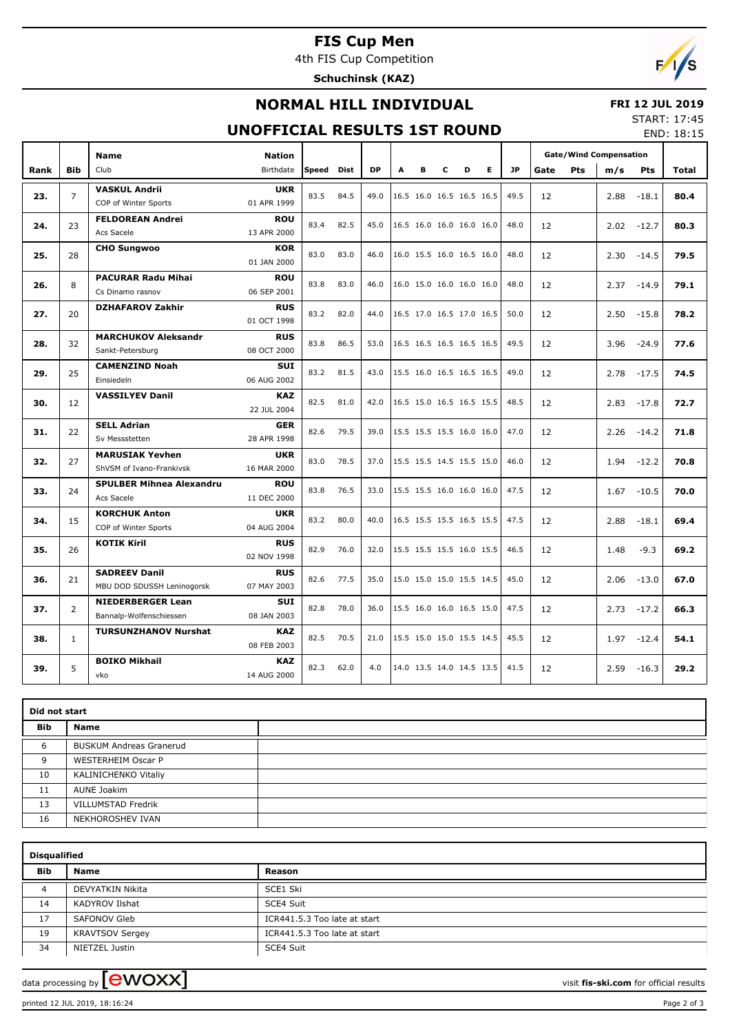# FIS Cup Men

4th FIS Cup Competition

**Schuchinsk (KAZ)**

## NORMAL HILL INDIVIDUAL

**FRI 12 JUL 2019**

## UNOFFICIAL RESULTS 1ST ROUND

START: 17:45
END: 18:15

| Rank | Bib | Name / Club | Nation / Birthdate | Speed | Dist | DP | A | B | C | D | E | JP | Gate | Pts | m/s | Pts | Total |
|---|---|---|---|---|---|---|---|---|---|---|---|---|---|---|---|---|---|
| | | | | | | | | | | | | | Gate/Wind Compensation | | | | |
| 23. | 7 | **VASKUL Andrii** COP of Winter Sports | **UKR** 01 APR 1999 | 83.5 | 84.5 | 49.0 | 16.5 | 16.0 | 16.5 | 16.5 | 16.5 | 49.5 | 12 | | 2.88 | -18.1 | **80.4** |
| 24. | 23 | **FELDOREAN Andrei** Acs Sacele | **ROU** 13 APR 2000 | 83.4 | 82.5 | 45.0 | 16.5 | 16.0 | 16.0 | 16.0 | 16.0 | 48.0 | 12 | | 2.02 | -12.7 | **80.3** |
| 25. | 28 | **CHO Sungwoo** | **KOR** 01 JAN 2000 | 83.0 | 83.0 | 46.0 | 16.0 | 15.5 | 16.0 | 16.5 | 16.0 | 48.0 | 12 | | 2.30 | -14.5 | **79.5** |
| 26. | 8 | **PACURAR Radu Mihai** Cs Dinamo rasnov | **ROU** 06 SEP 2001 | 83.8 | 83.0 | 46.0 | 16.0 | 15.0 | 16.0 | 16.0 | 16.0 | 48.0 | 12 | | 2.37 | -14.9 | **79.1** |
| 27. | 20 | **DZHAFAROV Zakhir** | **RUS** 01 OCT 1998 | 83.2 | 82.0 | 44.0 | 16.5 | 17.0 | 16.5 | 17.0 | 16.5 | 50.0 | 12 | | 2.50 | -15.8 | **78.2** |
| 28. | 32 | **MARCHUKOV Aleksandr** Sankt-Petersburg | **RUS** 08 OCT 2000 | 83.8 | 86.5 | 53.0 | 16.5 | 16.5 | 16.5 | 16.5 | 16.5 | 49.5 | 12 | | 3.96 | -24.9 | **77.6** |
| 29. | 25 | **CAMENZIND Noah** Einsiedeln | **SUI** 06 AUG 2002 | 83.2 | 81.5 | 43.0 | 15.5 | 16.0 | 16.5 | 16.5 | 16.5 | 49.0 | 12 | | 2.78 | -17.5 | **74.5** |
| 30. | 12 | **VASSILYEV Danil** | **KAZ** 22 JUL 2004 | 82.5 | 81.0 | 42.0 | 16.5 | 15.0 | 16.5 | 16.5 | 15.5 | 48.5 | 12 | | 2.83 | -17.8 | **72.7** |
| 31. | 22 | **SELL Adrian** Sv Messstetten | **GER** 28 APR 1998 | 82.6 | 79.5 | 39.0 | 15.5 | 15.5 | 15.5 | 16.0 | 16.0 | 47.0 | 12 | | 2.26 | -14.2 | **71.8** |
| 32. | 27 | **MARUSIAK Yevhen** ShVSM of Ivano-Frankivsk | **UKR** 16 MAR 2000 | 83.0 | 78.5 | 37.0 | 15.5 | 15.5 | 14.5 | 15.5 | 15.0 | 46.0 | 12 | | 1.94 | -12.2 | **70.8** |
| 33. | 24 | **SPULBER Mihnea Alexandru** Acs Sacele | **ROU** 11 DEC 2000 | 83.8 | 76.5 | 33.0 | 15.5 | 15.5 | 16.0 | 16.0 | 16.0 | 47.5 | 12 | | 1.67 | -10.5 | **70.0** |
| 34. | 15 | **KORCHUK Anton** COP of Winter Sports | **UKR** 04 AUG 2004 | 83.2 | 80.0 | 40.0 | 16.5 | 15.5 | 15.5 | 16.5 | 15.5 | 47.5 | 12 | | 2.88 | -18.1 | **69.4** |
| 35. | 26 | **KOTIK Kiril** | **RUS** 02 NOV 1998 | 82.9 | 76.0 | 32.0 | 15.5 | 15.5 | 15.5 | 16.0 | 15.5 | 46.5 | 12 | | 1.48 | -9.3 | **69.2** |
| 36. | 21 | **SADREEV Danil** MBU DOD SDUSSH Leninogorsk | **RUS** 07 MAY 2003 | 82.6 | 77.5 | 35.0 | 15.0 | 15.0 | 15.0 | 15.5 | 14.5 | 45.0 | 12 | | 2.06 | -13.0 | **67.0** |
| 37. | 2 | **NIEDERBERGER Lean** Bannalp-Wolfenschiessen | **SUI** 08 JAN 2003 | 82.8 | 78.0 | 36.0 | 15.5 | 16.0 | 16.0 | 16.5 | 15.0 | 47.5 | 12 | | 2.73 | -17.2 | **66.3** |
| 38. | 1 | **TURSUNZHANOV Nurshat** | **KAZ** 08 FEB 2003 | 82.5 | 70.5 | 21.0 | 15.5 | 15.0 | 15.0 | 15.5 | 14.5 | 45.5 | 12 | | 1.97 | -12.4 | **54.1** |
| 39. | 5 | **BOIKO Mikhail** vko | **KAZ** 14 AUG 2000 | 82.3 | 62.0 | 4.0 | 14.0 | 13.5 | 14.0 | 14.5 | 13.5 | 41.5 | 12 | | 2.59 | -16.3 | **29.2** |

**Did not start**

| Bib | Name |
|---|---|
| 6 | BUSKUM Andreas Granerud |
| 9 | WESTERHEIM Oscar P |
| 10 | KALINICHENKO Vitaliy |
| 11 | AUNE Joakim |
| 13 | VILLUMSTAD Fredrik |
| 16 | NEKHOROSHEV IVAN |

**Disqualified**

| Bib | Name | Reason |
|---|---|---|
| 4 | DEVYATKIN Nikita | SCE1 Ski |
| 14 | KADYROV Ilshat | SCE4 Suit |
| 17 | SAFONOV Gleb | ICR441.5.3 Too late at start |
| 19 | KRAVTSOV Sergey | ICR441.5.3 Too late at start |
| 34 | NIETZEL Justin | SCE4 Suit |

data processing by ewoxx — visit **fis-ski.com** for official results

printed 12 JUL 2019, 18:16:24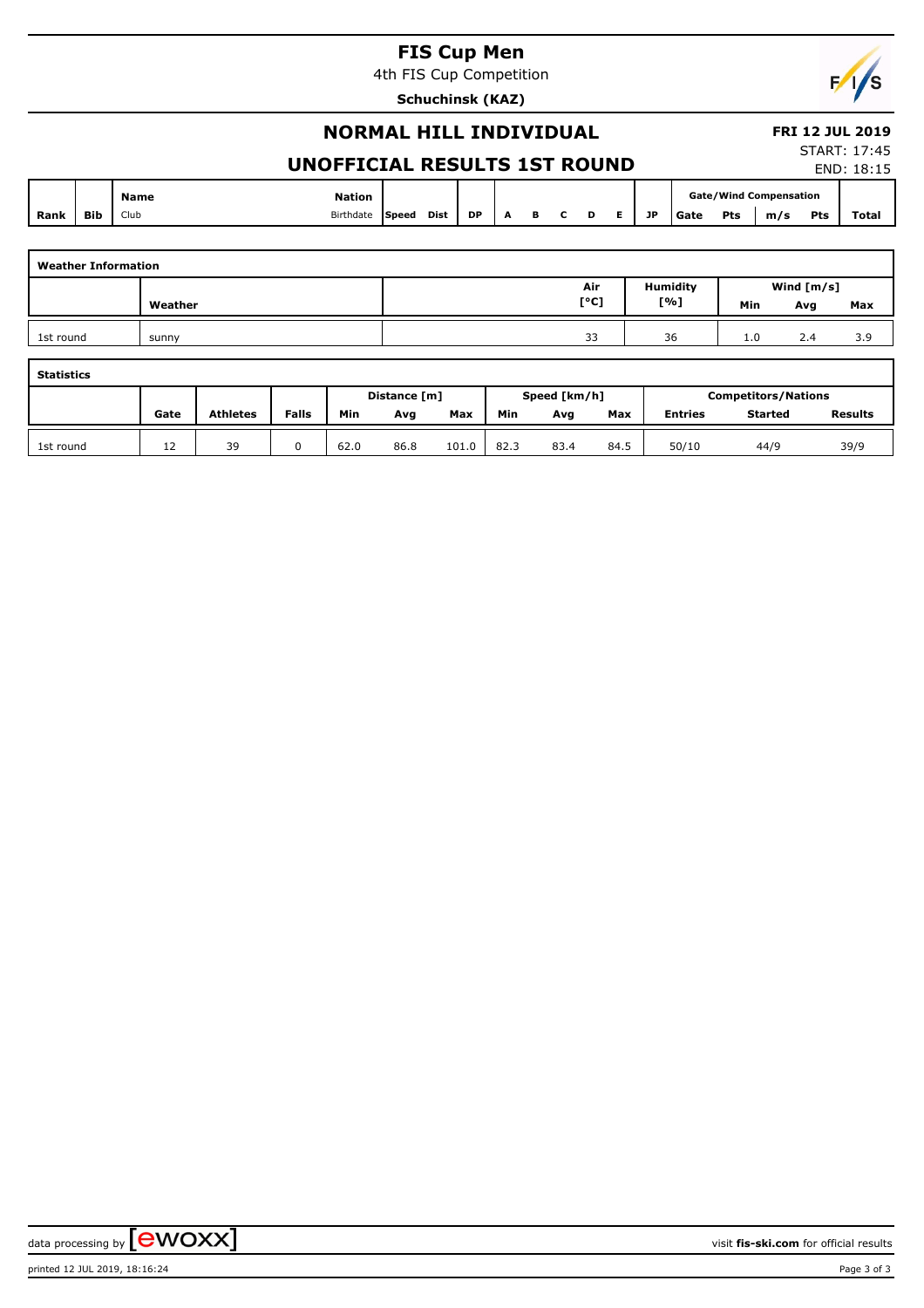# FIS Cup Men

4th FIS Cup Competition

**Schuchinsk (KAZ)**

## NORMAL HILL INDIVIDUAL

**FRI 12 JUL 2019**

START: 17:45

END: 18:15

## UNOFFICIAL RESULTS 1ST ROUND

| Rank | Bib | Name / Club | Nation / Birthdate | Speed | Dist | DP | A | B | C | D | E | JP | Gate | Pts | m/s | Pts | Total |
|---|---|---|---|---|---|---|---|---|---|---|---|---|---|---|---|---|---|

**Weather Information**

| | Weather | Air [°C] | Humidity [%] | Wind [m/s] Min | Avg | Max |
|---|---|---|---|---|---|---|
| 1st round | sunny | 33 | 36 | 1.0 | 2.4 | 3.9 |

**Statistics**

| | Gate | Athletes | Falls | Distance [m] | | | Speed [km/h] | | | Competitors/Nations | | |
|---|---|---|---|---|---|---|---|---|---|---|---|---|
| | | | | Min | Avg | Max | Min | Avg | Max | Entries | Started | Results |
| 1st round | 12 | 39 | 0 | 62.0 | 86.8 | 101.0 | 82.3 | 83.4 | 84.5 | 50/10 | 44/9 | 39/9 |

data processing by [ewoxx]

visit **fis-ski.com** for official results

printed 12 JUL 2019, 18:16:24